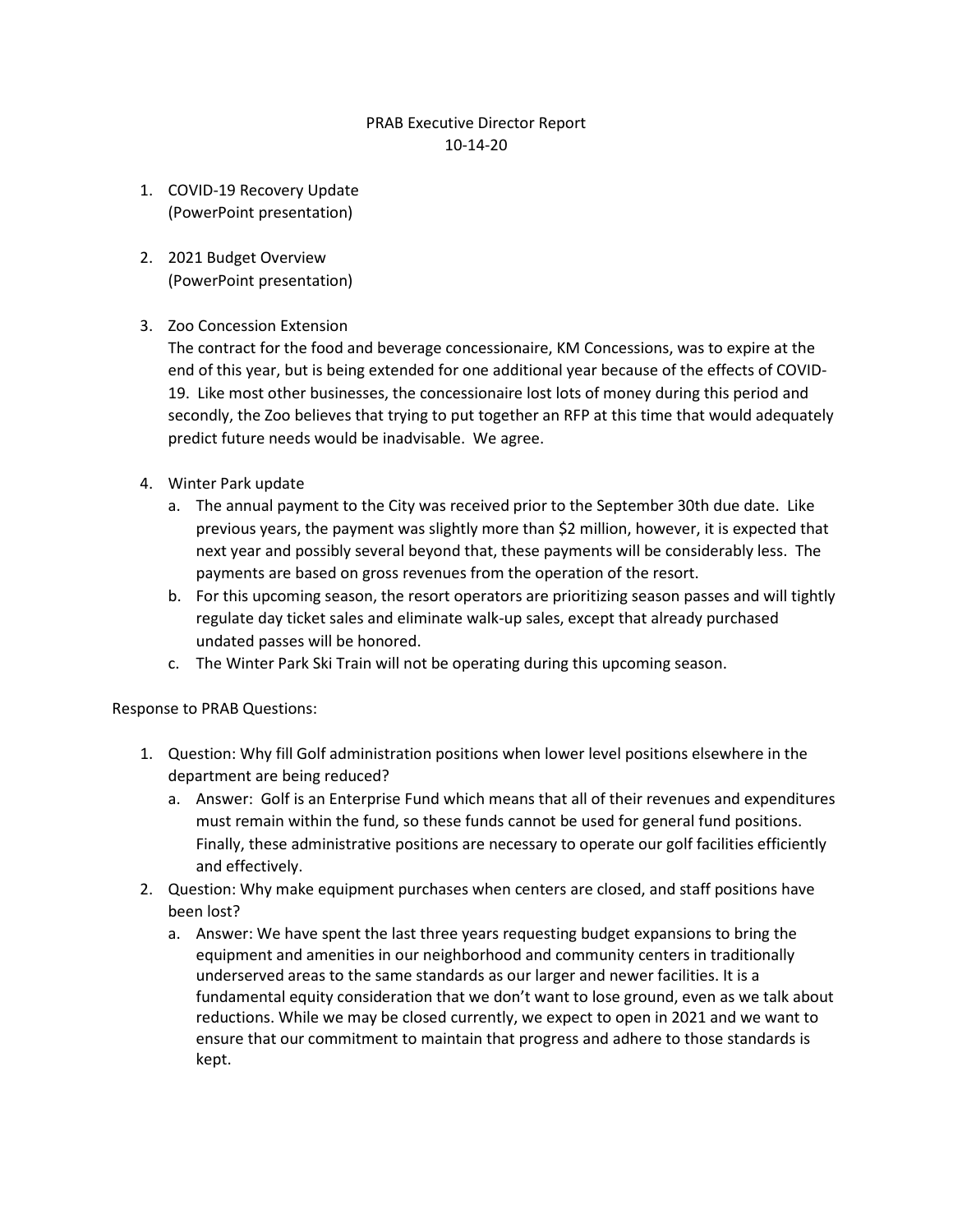# PRAB Executive Director Report

10-14-20

1. COVID-19 Recovery Update
   (PowerPoint presentation)

2. 2021 Budget Overview
   (PowerPoint presentation)

3. Zoo Concession Extension
   The contract for the food and beverage concessionaire, KM Concessions, was to expire at the end of this year, but is being extended for one additional year because of the effects of COVID-19. Like most other businesses, the concessionaire lost lots of money during this period and secondly, the Zoo believes that trying to put together an RFP at this time that would adequately predict future needs would be inadvisable. We agree.

4. Winter Park update
   a. The annual payment to the City was received prior to the September 30th due date. Like previous years, the payment was slightly more than $2 million, however, it is expected that next year and possibly several beyond that, these payments will be considerably less. The payments are based on gross revenues from the operation of the resort.
   b. For this upcoming season, the resort operators are prioritizing season passes and will tightly regulate day ticket sales and eliminate walk-up sales, except that already purchased undated passes will be honored.
   c. The Winter Park Ski Train will not be operating during this upcoming season.

Response to PRAB Questions:

1. Question: Why fill Golf administration positions when lower level positions elsewhere in the department are being reduced?
   a. Answer: Golf is an Enterprise Fund which means that all of their revenues and expenditures must remain within the fund, so these funds cannot be used for general fund positions. Finally, these administrative positions are necessary to operate our golf facilities efficiently and effectively.
2. Question: Why make equipment purchases when centers are closed, and staff positions have been lost?
   a. Answer: We have spent the last three years requesting budget expansions to bring the equipment and amenities in our neighborhood and community centers in traditionally underserved areas to the same standards as our larger and newer facilities. It is a fundamental equity consideration that we don't want to lose ground, even as we talk about reductions. While we may be closed currently, we expect to open in 2021 and we want to ensure that our commitment to maintain that progress and adhere to those standards is kept.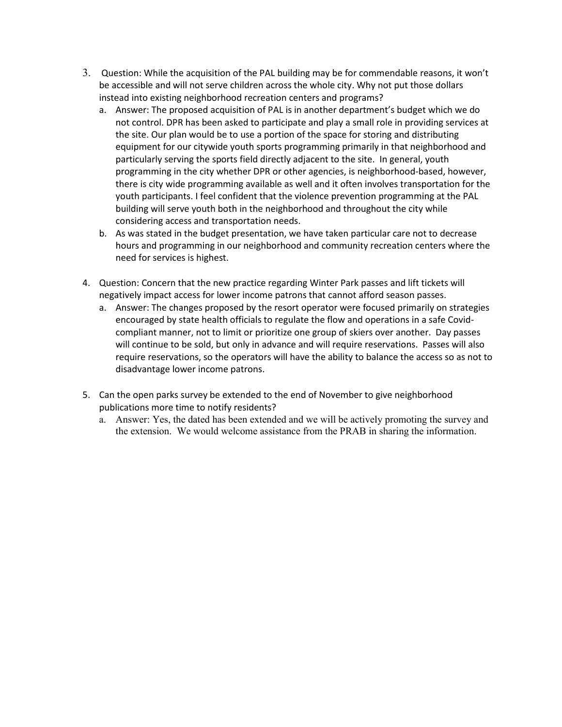3. Question: While the acquisition of the PAL building may be for commendable reasons, it won't be accessible and will not serve children across the whole city. Why not put those dollars instead into existing neighborhood recreation centers and programs?
    a. Answer: The proposed acquisition of PAL is in another department's budget which we do not control. DPR has been asked to participate and play a small role in providing services at the site. Our plan would be to use a portion of the space for storing and distributing equipment for our citywide youth sports programming primarily in that neighborhood and particularly serving the sports field directly adjacent to the site. In general, youth programming in the city whether DPR or other agencies, is neighborhood-based, however, there is city wide programming available as well and it often involves transportation for the youth participants. I feel confident that the violence prevention programming at the PAL building will serve youth both in the neighborhood and throughout the city while considering access and transportation needs.
    b. As was stated in the budget presentation, we have taken particular care not to decrease hours and programming in our neighborhood and community recreation centers where the need for services is highest.

4. Question: Concern that the new practice regarding Winter Park passes and lift tickets will negatively impact access for lower income patrons that cannot afford season passes.
    a. Answer: The changes proposed by the resort operator were focused primarily on strategies encouraged by state health officials to regulate the flow and operations in a safe Covid-compliant manner, not to limit or prioritize one group of skiers over another. Day passes will continue to be sold, but only in advance and will require reservations. Passes will also require reservations, so the operators will have the ability to balance the access so as not to disadvantage lower income patrons.

5. Can the open parks survey be extended to the end of November to give neighborhood publications more time to notify residents?
    a. Answer: Yes, the dated has been extended and we will be actively promoting the survey and the extension. We would welcome assistance from the PRAB in sharing the information.